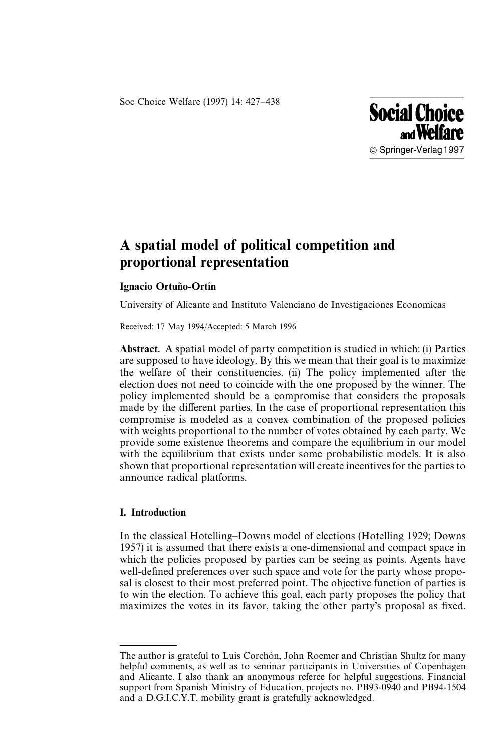# A spatial model of political competition and proportional representation

**Ignacio Ortuño-Ortín**

University of Alicante and Instituto Valenciano de Investigaciones Economicas

Received: 17 May 1994/Accepted: 5 March 1996

**Abstract.** A spatial model of party competition is studied in which: (i) Parties are supposed to have ideology. By this we mean that their goal is to maximize the welfare of their constituencies. (ii) The policy implemented after the election does not need to coincide with the one proposed by the winner. The policy implemented should be a compromise that considers the proposals made by the different parties. In the case of proportional representation this compromise is modeled as a convex combination of the proposed policies with weights proportional to the number of votes obtained by each party. We provide some existence theorems and compare the equilibrium in our model with the equilibrium that exists under some probabilistic models. It is also shown that proportional representation will create incentives for the parties to announce radical platforms.

## I. Introduction

In the classical Hotelling–Downs model of elections (Hotelling 1929; Downs 1957) it is assumed that there exists a one-dimensional and compact space in which the policies proposed by parties can be seeing as points. Agents have well-defined preferences over such space and vote for the party whose proposal is closest to their most preferred point. The objective function of parties is to win the election. To achieve this goal, each party proposes the policy that maximizes the votes in its favor, taking the other party's proposal as fixed.

---

The author is grateful to Luis Corchón, John Roemer and Christian Shultz for many helpful comments, as well as to seminar participants in Universities of Copenhagen and Alicante. I also thank an anonymous referee for helpful suggestions. Financial support from Spanish Ministry of Education, projects no. PB93-0940 and PB94-1504 and a D.G.I.C.Y.T. mobility grant is gratefully acknowledged.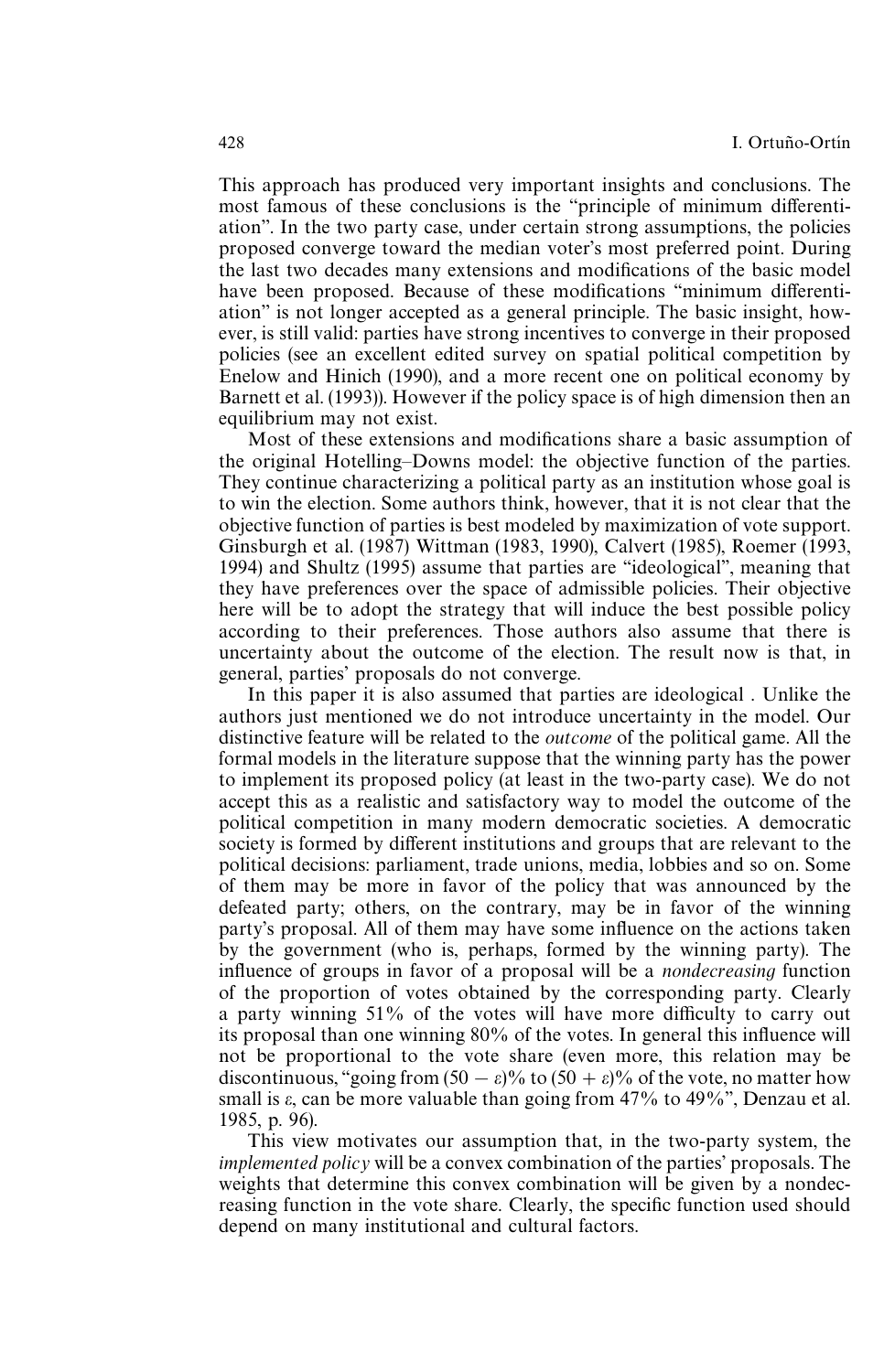This approach has produced very important insights and conclusions. The most famous of these conclusions is the "principle of minimum differentiation". In the two party case, under certain strong assumptions, the policies proposed converge toward the median voter's most preferred point. During the last two decades many extensions and modifications of the basic model have been proposed. Because of these modifications "minimum differentiation" is not longer accepted as a general principle. The basic insight, however, is still valid: parties have strong incentives to converge in their proposed policies (see an excellent edited survey on spatial political competition by Enelow and Hinich (1990), and a more recent one on political economy by Barnett et al. (1993)). However if the policy space is of high dimension then an equilibrium may not exist.

Most of these extensions and modifications share a basic assumption of the original Hotelling–Downs model: the objective function of the parties. They continue characterizing a political party as an institution whose goal is to win the election. Some authors think, however, that it is not clear that the objective function of parties is best modeled by maximization of vote support. Ginsburgh et al. (1987) Wittman (1983, 1990), Calvert (1985), Roemer (1993, 1994) and Shultz (1995) assume that parties are "ideological", meaning that they have preferences over the space of admissible policies. Their objective here will be to adopt the strategy that will induce the best possible policy according to their preferences. Those authors also assume that there is uncertainty about the outcome of the election. The result now is that, in general, parties' proposals do not converge.

In this paper it is also assumed that parties are ideological . Unlike the authors just mentioned we do not introduce uncertainty in the model. Our distinctive feature will be related to the *outcome* of the political game. All the formal models in the literature suppose that the winning party has the power to implement its proposed policy (at least in the two-party case). We do not accept this as a realistic and satisfactory way to model the outcome of the political competition in many modern democratic societies. A democratic society is formed by different institutions and groups that are relevant to the political decisions: parliament, trade unions, media, lobbies and so on. Some of them may be more in favor of the policy that was announced by the defeated party; others, on the contrary, may be in favor of the winning party's proposal. All of them may have some influence on the actions taken by the government (who is, perhaps, formed by the winning party). The influence of groups in favor of a proposal will be a *nondecreasing* function of the proportion of votes obtained by the corresponding party. Clearly a party winning 51% of the votes will have more difficulty to carry out its proposal than one winning 80% of the votes. In general this influence will not be proportional to the vote share (even more, this relation may be discontinuous, "going from $(50 - \varepsilon)\%$ to $(50 + \varepsilon)\%$ of the vote, no matter how small is $\varepsilon$, can be more valuable than going from 47% to 49%", Denzau et al. 1985, p. 96).

This view motivates our assumption that, in the two-party system, the *implemented policy* will be a convex combination of the parties' proposals. The weights that determine this convex combination will be given by a nondecreasing function in the vote share. Clearly, the specific function used should depend on many institutional and cultural factors.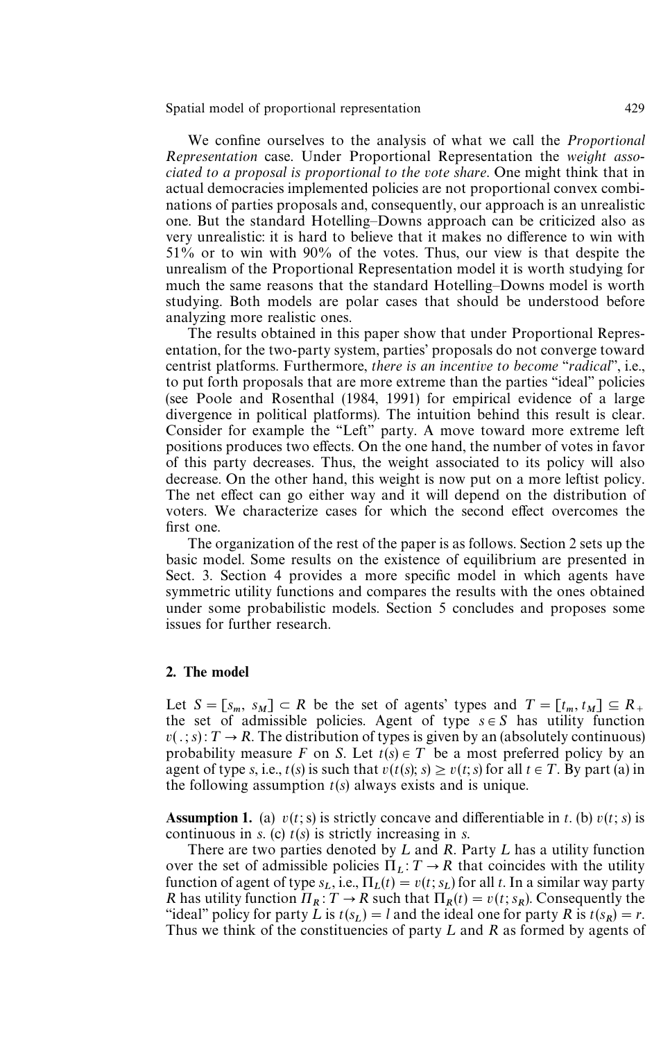We confine ourselves to the analysis of what we call the *Proportional Representation* case. Under Proportional Representation the *weight associated to a proposal is proportional to the vote share*. One might think that in actual democracies implemented policies are not proportional convex combinations of parties proposals and, consequently, our approach is an unrealistic one. But the standard Hotelling–Downs approach can be criticized also as very unrealistic: it is hard to believe that it makes no difference to win with 51% or to win with 90% of the votes. Thus, our view is that despite the unrealism of the Proportional Representation model it is worth studying for much the same reasons that the standard Hotelling–Downs model is worth studying. Both models are polar cases that should be understood before analyzing more realistic ones.

The results obtained in this paper show that under Proportional Representation, for the two-party system, parties' proposals do not converge toward centrist platforms. Furthermore, *there is an incentive to become "radical"*, i.e., to put forth proposals that are more extreme than the parties "ideal" policies (see Poole and Rosenthal (1984, 1991) for empirical evidence of a large divergence in political platforms). The intuition behind this result is clear. Consider for example the "Left" party. A move toward more extreme left positions produces two effects. On the one hand, the number of votes in favor of this party decreases. Thus, the weight associated to its policy will also decrease. On the other hand, this weight is now put on a more leftist policy. The net effect can go either way and it will depend on the distribution of voters. We characterize cases for which the second effect overcomes the first one.

The organization of the rest of the paper is as follows. Section 2 sets up the basic model. Some results on the existence of equilibrium are presented in Sect. 3. Section 4 provides a more specific model in which agents have symmetric utility functions and compares the results with the ones obtained under some probabilistic models. Section 5 concludes and proposes some issues for further research.

## 2. The model

Let $S = [s_m, s_M] \subset R$ be the set of agents' types and $T = [t_m, t_M] \subseteq R_+$ the set of admissible policies. Agent of type $s \in S$ has utility function $v(\,.\,; s): T \to R$. The distribution of types is given by an (absolutely continuous) probability measure $F$ on $S$. Let $t(s) \in T$ be a most preferred policy by an agent of type $s$, i.e., $t(s)$ is such that $v(t(s); s) \geq v(t; s)$ for all $t \in T$. By part (a) in the following assumption $t(s)$ always exists and is unique.

**Assumption 1.** (a) $v(t; s)$ is strictly concave and differentiable in $t$. (b) $v(t; s)$ is continuous in $s$. (c) $t(s)$ is strictly increasing in $s$.

There are two parties denoted by $L$ and $R$. Party $L$ has a utility function over the set of admissible policies $\Pi_L : T \to R$ that coincides with the utility function of agent of type $s_L$, i.e., $\Pi_L(t) = v(t; s_L)$ for all $t$. In a similar way party $R$ has utility function $\Pi_R : T \to R$ such that $\Pi_R(t) = v(t; s_R)$. Consequently the "ideal" policy for party $L$ is $t(s_L) = l$ and the ideal one for party $R$ is $t(s_R) = r$. Thus we think of the constituencies of party $L$ and $R$ as formed by agents of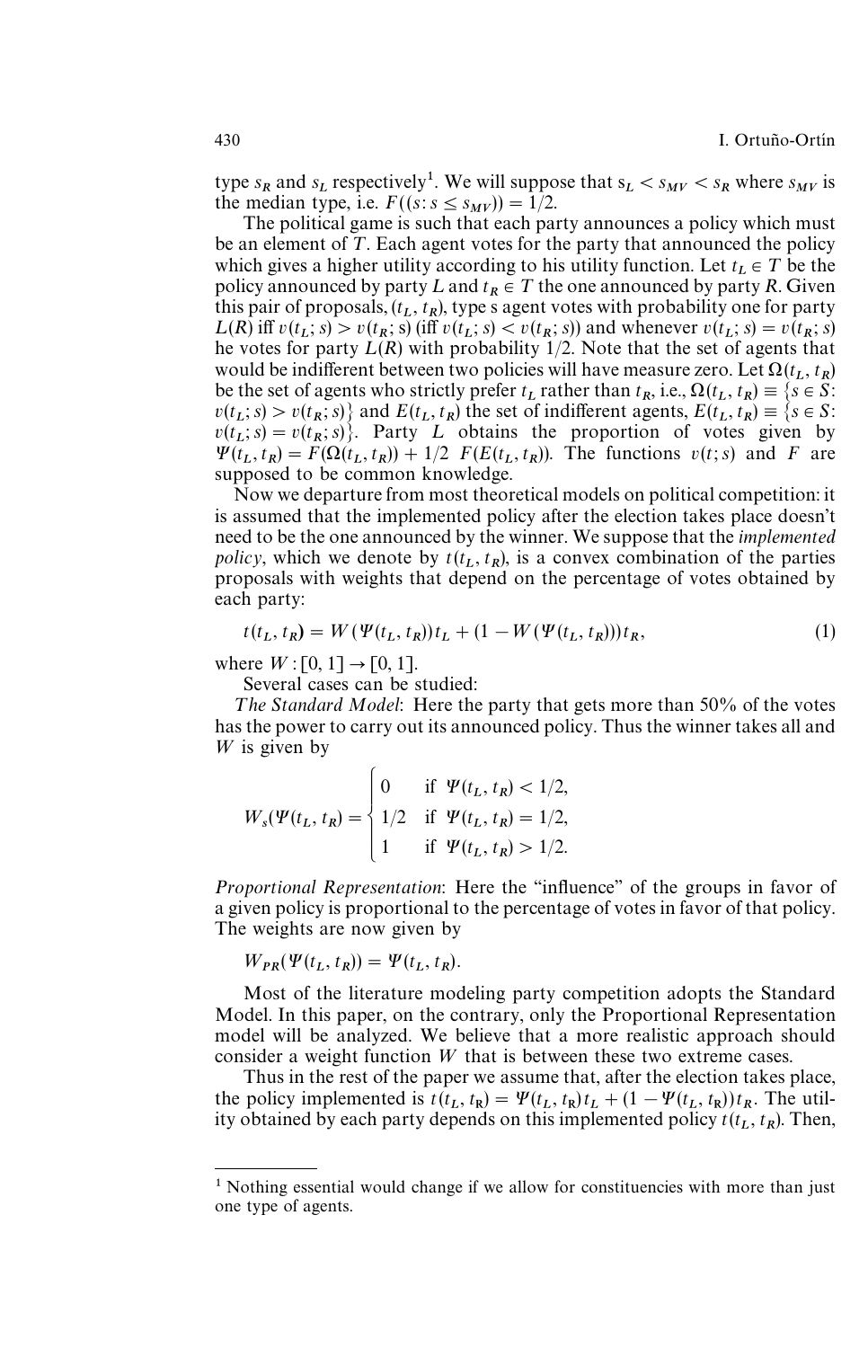type $s_R$ and $s_L$ respectively[1]. We will suppose that $s_L < s_{MV} < s_R$ where $s_{MV}$ is the median type, i.e. $F((s: s \leq s_{MV})) = 1/2$.

The political game is such that each party announces a policy which must be an element of $T$. Each agent votes for the party that announced the policy which gives a higher utility according to his utility function. Let $t_L \in T$ be the policy announced by party $L$ and $t_R \in T$ the one announced by party $R$. Given this pair of proposals, $(t_L, t_R)$, type s agent votes with probability one for party $L(R)$ iff $v(t_L; s) > v(t_R; s)$ (iff $v(t_L; s) < v(t_R; s)$) and whenever $v(t_L; s) = v(t_R; s)$ he votes for party $L(R)$ with probability 1/2. Note that the set of agents that would be indifferent between two policies will have measure zero. Let $\Omega(t_L, t_R)$ be the set of agents who strictly prefer $t_L$ rather than $t_R$, i.e., $\Omega(t_L, t_R) \equiv \{s \in S: v(t_L; s) > v(t_R; s)\}$ and $E(t_L, t_R)$ the set of indifferent agents, $E(t_L, t_R) \equiv \{s \in S: v(t_L; s) = v(t_R; s)\}$. Party $L$ obtains the proportion of votes given by $\Psi(t_L, t_R) = F(\Omega(t_L, t_R)) + 1/2 \ F(E(t_L, t_R))$. The functions $v(t; s)$ and $F$ are supposed to be common knowledge.

Now we departure from most theoretical models on political competition: it is assumed that the implemented policy after the election takes place doesn't need to be the one announced by the winner. We suppose that the *implemented policy*, which we denote by $t(t_L, t_R)$, is a convex combination of the parties proposals with weights that depend on the percentage of votes obtained by each party:

$$t(t_L, t_R) = W(\Psi(t_L, t_R))t_L + (1 - W(\Psi(t_L, t_R)))t_R, \tag{1}$$

where $W: [0, 1] \to [0, 1]$.

Several cases can be studied:

*The Standard Model*: Here the party that gets more than 50% of the votes has the power to carry out its announced policy. Thus the winner takes all and $W$ is given by

$$W_s(\Psi(t_L, t_R) = \begin{cases} 0 & \text{if } \ \Psi(t_L, t_R) < 1/2, \\ 1/2 & \text{if } \ \Psi(t_L, t_R) = 1/2, \\ 1 & \text{if } \ \Psi(t_L, t_R) > 1/2. \end{cases}$$

*Proportional Representation*: Here the "influence" of the groups in favor of a given policy is proportional to the percentage of votes in favor of that policy. The weights are now given by

$$W_{PR}(\Psi(t_L, t_R)) = \Psi(t_L, t_R).$$

Most of the literature modeling party competition adopts the Standard Model. In this paper, on the contrary, only the Proportional Representation model will be analyzed. We believe that a more realistic approach should consider a weight function $W$ that is between these two extreme cases.

Thus in the rest of the paper we assume that, after the election takes place, the policy implemented is $t(t_L, t_R) = \Psi(t_L, t_R)t_L + (1 - \Psi(t_L, t_R))t_R$. The utility obtained by each party depends on this implemented policy $t(t_L, t_R)$. Then,

---

[1] Nothing essential would change if we allow for constituencies with more than just one type of agents.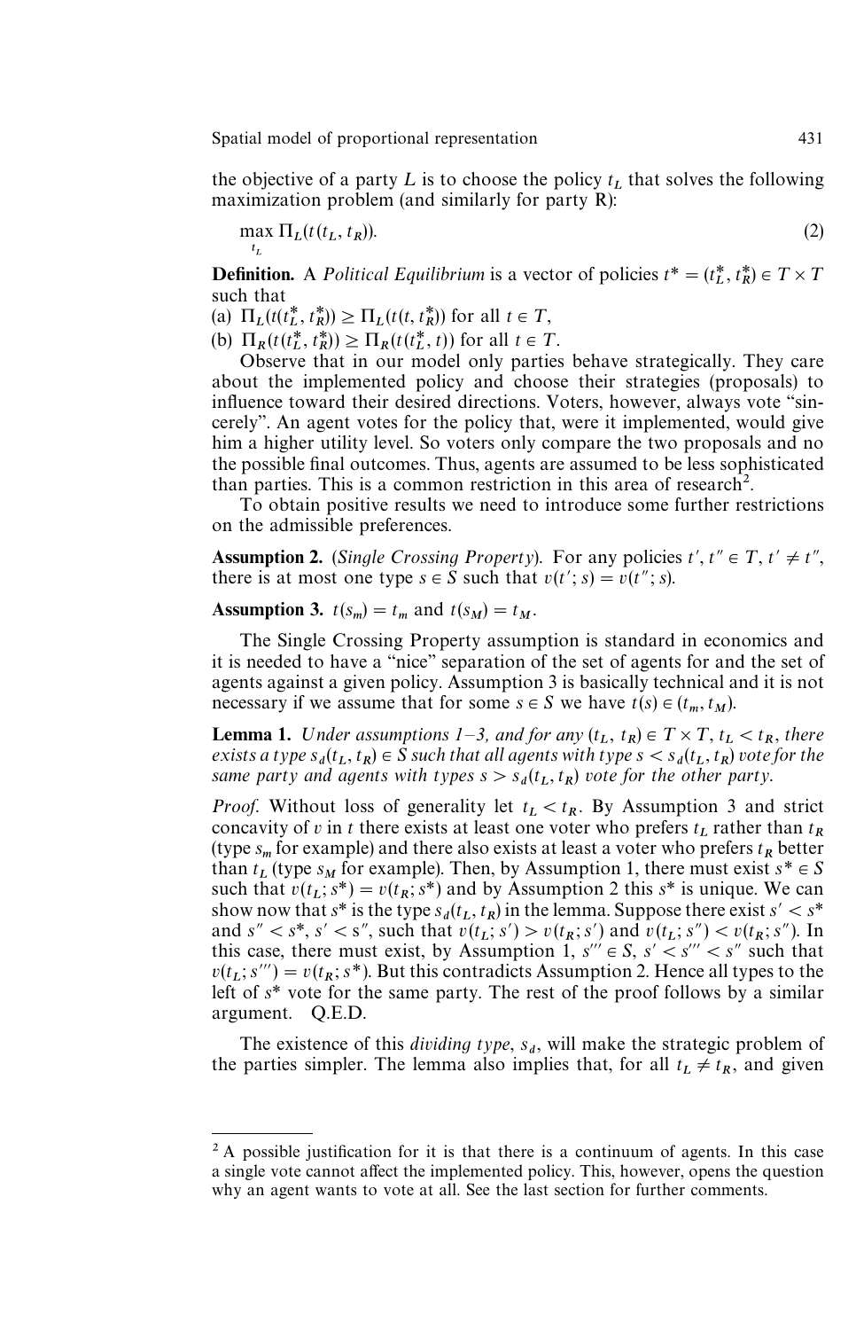the objective of a party $L$ is to choose the policy $t_L$ that solves the following maximization problem (and similarly for party R):

$$\max_{t_L} \Pi_L(t(t_L, t_R)). \tag{2}$$

**Definition.** A *Political Equilibrium* is a vector of policies $t^* = (t_L^*, t_R^*) \in T \times T$ such that

(a) $\Pi_L(t(t_L^*, t_R^*)) \geq \Pi_L(t(t, t_R^*))$ for all $t \in T$,

(b) $\Pi_R(t(t_L^*, t_R^*)) \geq \Pi_R(t(t_L^*, t))$ for all $t \in T$.

Observe that in our model only parties behave strategically. They care about the implemented policy and choose their strategies (proposals) to influence toward their desired directions. Voters, however, always vote "sincerely". An agent votes for the policy that, were it implemented, would give him a higher utility level. So voters only compare the two proposals and no the possible final outcomes. Thus, agents are assumed to be less sophisticated than parties. This is a common restriction in this area of research[2].

To obtain positive results we need to introduce some further restrictions on the admissible preferences.

**Assumption 2.** (*Single Crossing Property*). For any policies $t', t'' \in T$, $t' \neq t''$, there is at most one type $s \in S$ such that $v(t'; s) = v(t''; s)$.

**Assumption 3.** $t(s_m) = t_m$ and $t(s_M) = t_M$.

The Single Crossing Property assumption is standard in economics and it is needed to have a "nice" separation of the set of agents for and the set of agents against a given policy. Assumption 3 is basically technical and it is not necessary if we assume that for some $s \in S$ we have $t(s) \in (t_m, t_M)$.

**Lemma 1.** *Under assumptions 1–3, and for any $(t_L, t_R) \in T \times T$, $t_L < t_R$, there exists a type $s_d(t_L, t_R) \in S$ such that all agents with type $s < s_d(t_L, t_R)$ vote for the same party and agents with types $s > s_d(t_L, t_R)$ vote for the other party.*

*Proof.* Without loss of generality let $t_L < t_R$. By Assumption 3 and strict concavity of $v$ in $t$ there exists at least one voter who prefers $t_L$ rather than $t_R$ (type $s_m$ for example) and there also exists at least a voter who prefers $t_R$ better than $t_L$ (type $s_M$ for example). Then, by Assumption 1, there must exist $s^* \in S$ such that $v(t_L; s^*) = v(t_R; s^*)$ and by Assumption 2 this $s^*$ is unique. We can show now that $s^*$ is the type $s_d(t_L, t_R)$ in the lemma. Suppose there exist $s' < s^*$ and $s'' < s^*$, $s' < s''$, such that $v(t_L; s') > v(t_R; s')$ and $v(t_L; s'') < v(t_R; s'')$. In this case, there must exist, by Assumption 1, $s''' \in S$, $s' < s''' < s''$ such that $v(t_L; s''') = v(t_R; s^*)$. But this contradicts Assumption 2. Hence all types to the left of $s^*$ vote for the same party. The rest of the proof follows by a similar argument. Q.E.D.

The existence of this *dividing type*, $s_d$, will make the strategic problem of the parties simpler. The lemma also implies that, for all $t_L \neq t_R$, and given

[2] A possible justification for it is that there is a continuum of agents. In this case a single vote cannot affect the implemented policy. This, however, opens the question why an agent wants to vote at all. See the last section for further comments.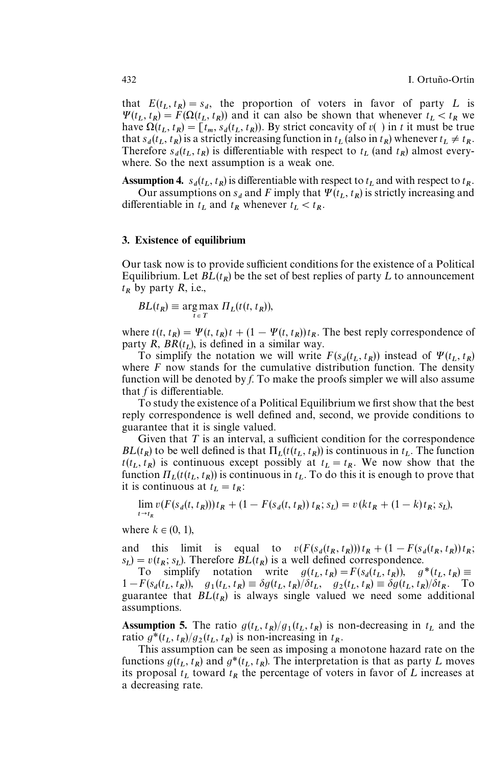that $E(t_L, t_R) = s_d$, the proportion of voters in favor of party $L$ is $\Psi(t_L, t_R) = F(\Omega(t_L, t_R))$ and it can also be shown that whenever $t_L < t_R$ we have $\Omega(t_L, t_R) = [t_m, s_d(t_L, t_R))$. By strict concavity of $v(\ )$ in $t$ it must be true that $s_d(t_L, t_R)$ is a strictly increasing function in $t_L$ (also in $t_R$) whenever $t_L \neq t_R$. Therefore $s_d(t_L, t_R)$ is differentiable with respect to $t_L$ (and $t_R$) almost everywhere. So the next assumption is a weak one.

**Assumption 4.** $s_d(t_L, t_R)$ is differentiable with respect to $t_L$ and with respect to $t_R$.

Our assumptions on $s_d$ and $F$ imply that $\Psi(t_L, t_R)$ is strictly increasing and differentiable in $t_L$ and $t_R$ whenever $t_L < t_R$.

## 3. Existence of equilibrium

Our task now is to provide sufficient conditions for the existence of a Political Equilibrium. Let $BL(t_R)$ be the set of best replies of party $L$ to announcement $t_R$ by party $R$, i.e.,

$$BL(t_R) \equiv \underset{t \in T}{\arg\max}\ \Pi_L(t(t, t_R)),$$

where $t(t, t_R) = \Psi(t, t_R)t + (1 - \Psi(t, t_R))t_R$. The best reply correspondence of party $R$, $BR(t_L)$, is defined in a similar way.

To simplify the notation we will write $F(s_d(t_L, t_R))$ instead of $\Psi(t_L, t_R)$ where $F$ now stands for the cumulative distribution function. The density function will be denoted by $f$. To make the proofs simpler we will also assume that $f$ is differentiable.

To study the existence of a Political Equilibrium we first show that the best reply correspondence is well defined and, second, we provide conditions to guarantee that it is single valued.

Given that $T$ is an interval, a sufficient condition for the correspondence $BL(t_R)$ to be well defined is that $\Pi_L(t(t_L, t_R))$ is continuous in $t_L$. The function $t(t_L, t_R)$ is continuous except possibly at $t_L = t_R$. We now show that the function $\Pi_L(t(t_L, t_R))$ is continuous in $t_L$. To do this it is enough to prove that it is continuous at $t_L = t_R$:

$$\lim_{t \to t_R} v(F(s_d(t, t_R)))t_R + (1 - F(s_d(t, t_R))\, t_R; s_L) = v(kt_R + (1-k)\,t_R; s_L),$$

where $k \in (0, 1)$,

and this limit is equal to $v(F(s_d(t_R, t_R)))\,t_R + (1 - F(s_d(t_R, t_R))\,t_R; s_L) = v(t_R; s_L)$. Therefore $BL(t_R)$ is a well defined correspondence.

To simplify notation write $g(t_L, t_R) = F(s_d(t_L, t_R))$, $g^*(t_L, t_R) \equiv 1 - F(s_d(t_L, t_R))$, $g_1(t_L, t_R) \equiv \delta g(t_L, t_R)/\delta t_L$, $g_2(t_L, t_R) \equiv \delta g(t_L, t_R)/\delta t_R$. To guarantee that $BL(t_R)$ is always single valued we need some additional assumptions.

**Assumption 5.** The ratio $g(t_L, t_R)/g_1(t_L, t_R)$ is non-decreasing in $t_L$ and the ratio $g^*(t_L, t_R)/g_2(t_L, t_R)$ is non-increasing in $t_R$.

This assumption can be seen as imposing a monotone hazard rate on the functions $g(t_L, t_R)$ and $g^*(t_L, t_R)$. The interpretation is that as party $L$ moves its proposal $t_L$ toward $t_R$ the percentage of voters in favor of $L$ increases at a decreasing rate.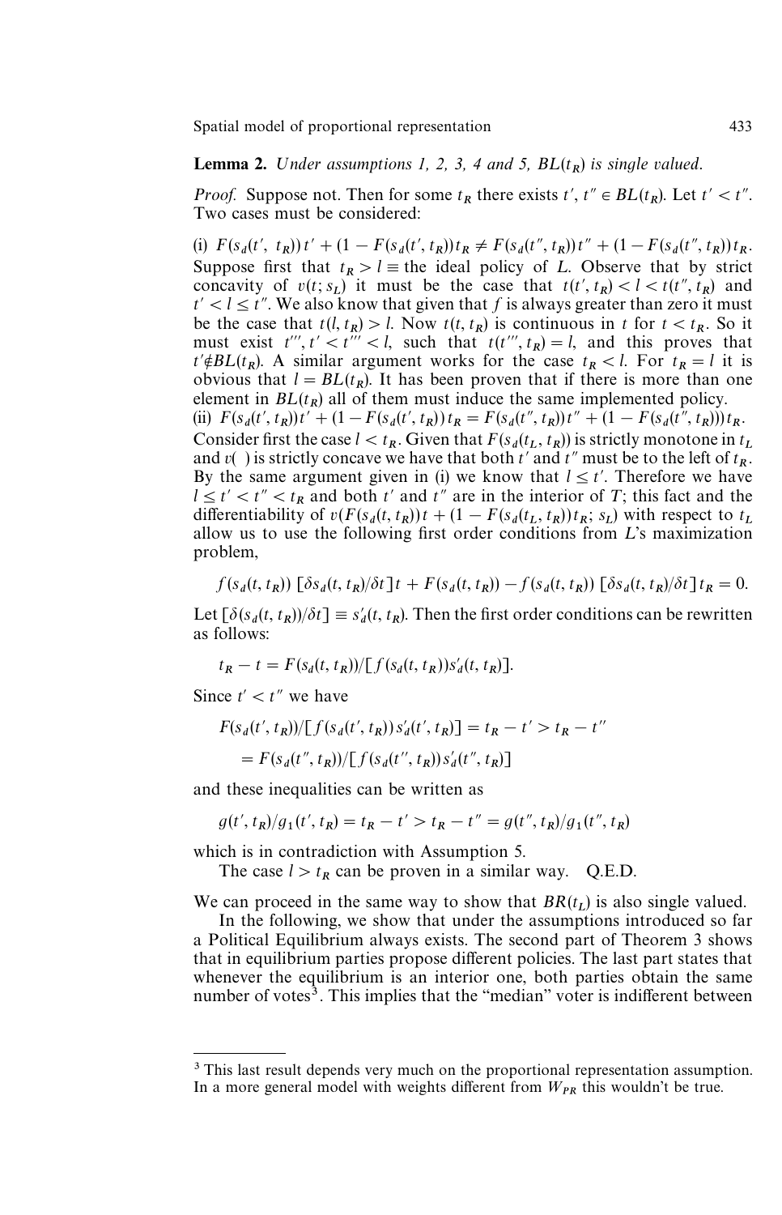**Lemma 2.** *Under assumptions 1, 2, 3, 4 and 5, $BL(t_R)$ is single valued.*

*Proof.* Suppose not. Then for some $t_R$ there exists $t', t'' \in BL(t_R)$. Let $t' < t''$. Two cases must be considered:

(i) $F(s_d(t', t_R))t' + (1 - F(s_d(t', t_R))t_R \neq F(s_d(t'', t_R))t'' + (1 - F(s_d(t'', t_R))t_R$. Suppose first that $t_R > l \equiv$ the ideal policy of $L$. Observe that by strict concavity of $v(t; s_L)$ it must be the case that $t(t', t_R) < l < t(t'', t_R)$ and $t' < l \leq t''$. We also know that given that $f$ is always greater than zero it must be the case that $t(l, t_R) > l$. Now $t(t, t_R)$ is continuous in $t$ for $t < t_R$. So it must exist $t''', t' < t''' < l$, such that $t(t''', t_R) = l$, and this proves that $t' \notin BL(t_R)$. A similar argument works for the case $t_R < l$. For $t_R = l$ it is obvious that $l = BL(t_R)$. It has been proven that if there is more than one element in $BL(t_R)$ all of them must induce the same implemented policy.

(ii) $F(s_d(t', t_R))t' + (1 - F(s_d(t', t_R))t_R = F(s_d(t'', t_R))t'' + (1 - F(s_d(t'', t_R)))t_R$. Consider first the case $l < t_R$. Given that $F(s_d(t_L, t_R))$ is strictly monotone in $t_L$ and $v(\ )$ is strictly concave we have that both $t'$ and $t''$ must be to the left of $t_R$. By the same argument given in (i) we know that $l \leq t'$. Therefore we have $l \leq t' < t'' < t_R$ and both $t'$ and $t''$ are in the interior of $T$; this fact and the differentiability of $v(F(s_d(t, t_R))t + (1 - F(s_d(t_L, t_R))t_R; s_L)$ with respect to $t_L$ allow us to use the following first order conditions from $L$'s maximization problem,

$$f(s_d(t, t_R))\,[\delta s_d(t, t_R)/\delta t]\,t + F(s_d(t, t_R)) - f(s_d(t, t_R))\,[\delta s_d(t, t_R)/\delta t]\,t_R = 0.$$

Let $[\delta(s_d(t, t_R))/\delta t] \equiv s_d'(t, t_R)$. Then the first order conditions can be rewritten as follows:

$$t_R - t = F(s_d(t, t_R))/[f(s_d(t, t_R))s_d'(t, t_R)].$$

Since $t' < t''$ we have

$$F(s_d(t', t_R))/[f(s_d(t', t_R))\,s_d'(t', t_R)] = t_R - t' > t_R - t''$$
$$= F(s_d(t'', t_R))/[f(s_d(t'', t_R))\,s_d'(t'', t_R)]$$

and these inequalities can be written as

$$g(t', t_R)/g_1(t', t_R) = t_R - t' > t_R - t'' = g(t'', t_R)/g_1(t'', t_R)$$

which is in contradiction with Assumption 5.

The case $l > t_R$ can be proven in a similar way. Q.E.D.

We can proceed in the same way to show that $BR(t_L)$ is also single valued.

In the following, we show that under the assumptions introduced so far a Political Equilibrium always exists. The second part of Theorem 3 shows that in equilibrium parties propose different policies. The last part states that whenever the equilibrium is an interior one, both parties obtain the same number of votes[3]. This implies that the "median" voter is indifferent between

[3] This last result depends very much on the proportional representation assumption. In a more general model with weights different from $W_{PR}$ this wouldn't be true.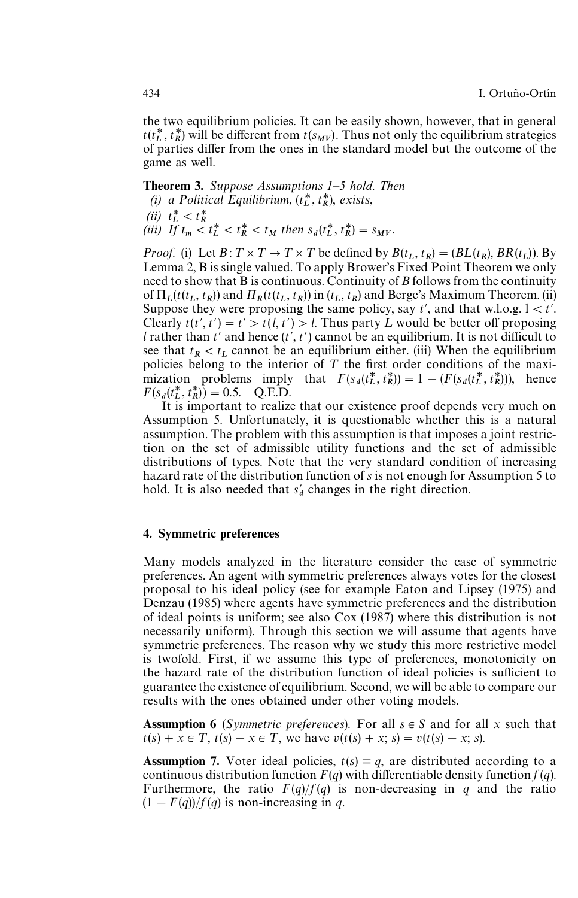the two equilibrium policies. It can be easily shown, however, that in general $t(t_L^*, t_R^*)$ will be different from $t(s_{MV})$. Thus not only the equilibrium strategies of parties differ from the ones in the standard model but the outcome of the game as well.

**Theorem 3.** *Suppose Assumptions 1–5 hold. Then*
*(i) a Political Equilibrium, $(t_L^*, t_R^*)$, exists,*
*(ii) $t_L^* < t_R^*$*
*(iii) If $t_m < t_L^* < t_R^* < t_M$ then $s_d(t_L^*, t_R^*) = s_{MV}$.*

*Proof.* (i) Let $B: T \times T \to T \times T$ be defined by $B(t_L, t_R) = (BL(t_R), BR(t_L))$. By Lemma 2, B is single valued. To apply Brower's Fixed Point Theorem we only need to show that B is continuous. Continuity of $B$ follows from the continuity of $\Pi_L(t(t_L, t_R))$ and $\Pi_R(t(t_L, t_R))$ in $(t_L, t_R)$ and Berge's Maximum Theorem. (ii) Suppose they were proposing the same policy, say $t'$, and that w.l.o.g. $l < t'$. Clearly $t(t', t') = t' > t(l, t') > l$. Thus party $L$ would be better off proposing $l$ rather than $t'$ and hence $(t', t')$ cannot be an equilibrium. It is not difficult to see that $t_R < t_L$ cannot be an equilibrium either. (iii) When the equilibrium policies belong to the interior of $T$ the first order conditions of the maximization problems imply that $F(s_d(t_L^*, t_R^*)) = 1 - (F(s_d(t_L^*, t_R^*)))$, hence $F(s_d(t_L^*, t_R^*)) = 0.5$. Q.E.D.

It is important to realize that our existence proof depends very much on Assumption 5. Unfortunately, it is questionable whether this is a natural assumption. The problem with this assumption is that imposes a joint restriction on the set of admissible utility functions and the set of admissible distributions of types. Note that the very standard condition of increasing hazard rate of the distribution function of $s$ is not enough for Assumption 5 to hold. It is also needed that $s_d'$ changes in the right direction.

## 4. Symmetric preferences

Many models analyzed in the literature consider the case of symmetric preferences. An agent with symmetric preferences always votes for the closest proposal to his ideal policy (see for example Eaton and Lipsey (1975) and Denzau (1985) where agents have symmetric preferences and the distribution of ideal points is uniform; see also Cox (1987) where this distribution is not necessarily uniform). Through this section we will assume that agents have symmetric preferences. The reason why we study this more restrictive model is twofold. First, if we assume this type of preferences, monotonicity on the hazard rate of the distribution function of ideal policies is sufficient to guarantee the existence of equilibrium. Second, we will be able to compare our results with the ones obtained under other voting models.

**Assumption 6** (*Symmetric preferences*). For all $s \in S$ and for all $x$ such that $t(s) + x \in T$, $t(s) - x \in T$, we have $v(t(s) + x; s) = v(t(s) - x; s)$.

**Assumption 7.** Voter ideal policies, $t(s) \equiv q$, are distributed according to a continuous distribution function $F(q)$ with differentiable density function $f(q)$. Furthermore, the ratio $F(q)/f(q)$ is non-decreasing in $q$ and the ratio $(1 - F(q))/f(q)$ is non-increasing in $q$.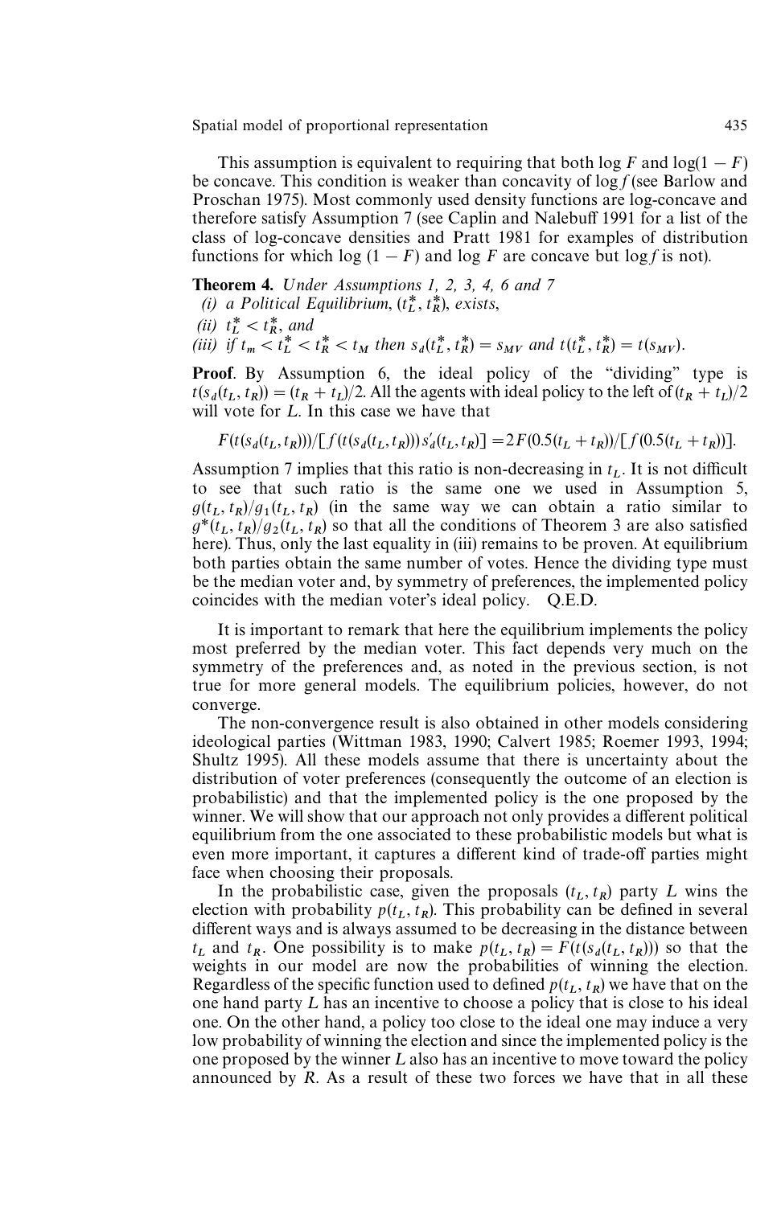This assumption is equivalent to requiring that both $\log F$ and $\log(1 - F)$ be concave. This condition is weaker than concavity of $\log f$ (see Barlow and Proschan 1975). Most commonly used density functions are log-concave and therefore satisfy Assumption 7 (see Caplin and Nalebuff 1991 for a list of the class of log-concave densities and Pratt 1981 for examples of distribution functions for which $\log(1 - F)$ and $\log F$ are concave but $\log f$ is not).

**Theorem 4.** *Under Assumptions 1, 2, 3, 4, 6 and 7*

*(i) a Political Equilibrium, $(t_L^*, t_R^*)$, exists,*

*(ii) $t_L^* < t_R^*$, and*

*(iii) if $t_m < t_L^* < t_R^* < t_M$ then $s_d(t_L^*, t_R^*) = s_{MV}$ and $t(t_L^*, t_R^*) = t(s_{MV})$.*

**Proof**. By Assumption 6, the ideal policy of the "dividing" type is $t(s_d(t_L, t_R)) = (t_R + t_L)/2$. All the agents with ideal policy to the left of $(t_R + t_L)/2$ will vote for $L$. In this case we have that

$$F(t(s_d(t_L, t_R)))/[f(t(s_d(t_L, t_R)))s_d'(t_L, t_R)] = 2F(0.5(t_L + t_R))/[f(0.5(t_L + t_R))].$$

Assumption 7 implies that this ratio is non-decreasing in $t_L$. It is not difficult to see that such ratio is the same one we used in Assumption 5, $g(t_L, t_R)/g_1(t_L, t_R)$ (in the same way we can obtain a ratio similar to $g^*(t_L, t_R)/g_2(t_L, t_R)$ so that all the conditions of Theorem 3 are also satisfied here). Thus, only the last equality in (iii) remains to be proven. At equilibrium both parties obtain the same number of votes. Hence the dividing type must be the median voter and, by symmetry of preferences, the implemented policy coincides with the median voter's ideal policy. Q.E.D.

It is important to remark that here the equilibrium implements the policy most preferred by the median voter. This fact depends very much on the symmetry of the preferences and, as noted in the previous section, is not true for more general models. The equilibrium policies, however, do not converge.

The non-convergence result is also obtained in other models considering ideological parties (Wittman 1983, 1990; Calvert 1985; Roemer 1993, 1994; Shultz 1995). All these models assume that there is uncertainty about the distribution of voter preferences (consequently the outcome of an election is probabilistic) and that the implemented policy is the one proposed by the winner. We will show that our approach not only provides a different political equilibrium from the one associated to these probabilistic models but what is even more important, it captures a different kind of trade-off parties might face when choosing their proposals.

In the probabilistic case, given the proposals $(t_L, t_R)$ party $L$ wins the election with probability $p(t_L, t_R)$. This probability can be defined in several different ways and is always assumed to be decreasing in the distance between $t_L$ and $t_R$. One possibility is to make $p(t_L, t_R) = F(t(s_d(t_L, t_R)))$ so that the weights in our model are now the probabilities of winning the election. Regardless of the specific function used to defined $p(t_L, t_R)$ we have that on the one hand party $L$ has an incentive to choose a policy that is close to his ideal one. On the other hand, a policy too close to the ideal one may induce a very low probability of winning the election and since the implemented policy is the one proposed by the winner $L$ also has an incentive to move toward the policy announced by $R$. As a result of these two forces we have that in all these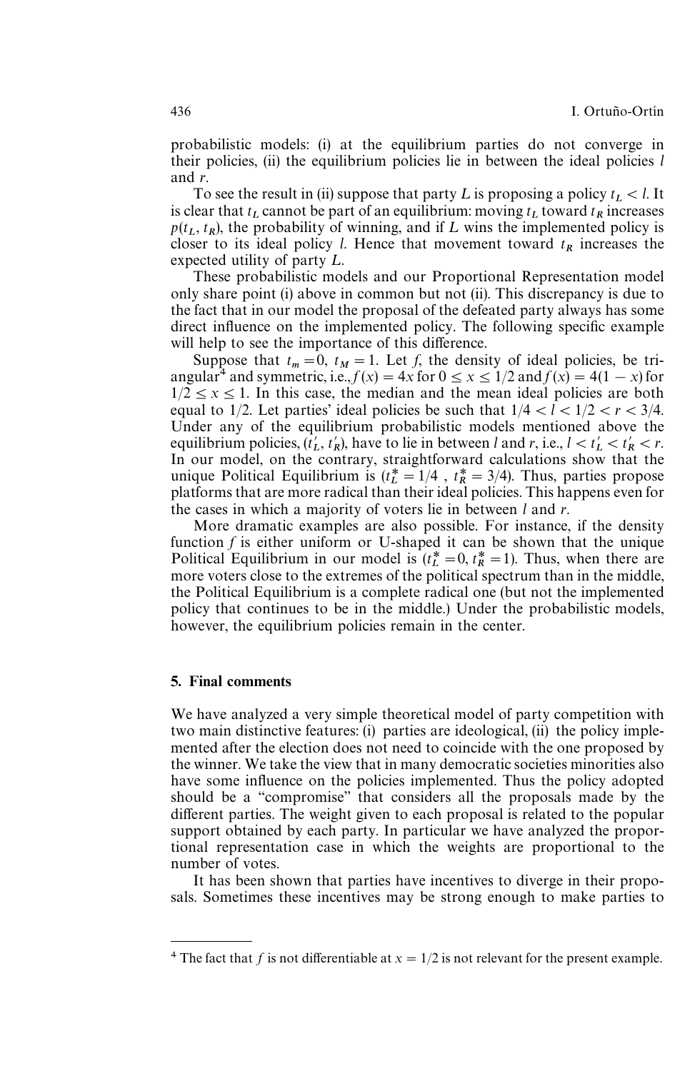probabilistic models: (i) at the equilibrium parties do not converge in their policies, (ii) the equilibrium policies lie in between the ideal policies $l$ and $r$.

To see the result in (ii) suppose that party $L$ is proposing a policy $t_L < l$. It is clear that $t_L$ cannot be part of an equilibrium: moving $t_L$ toward $t_R$ increases $p(t_L, t_R)$, the probability of winning, and if $L$ wins the implemented policy is closer to its ideal policy $l$. Hence that movement toward $t_R$ increases the expected utility of party $L$.

These probabilistic models and our Proportional Representation model only share point (i) above in common but not (ii). This discrepancy is due to the fact that in our model the proposal of the defeated party always has some direct influence on the implemented policy. The following specific example will help to see the importance of this difference.

Suppose that $t_m = 0$, $t_M = 1$. Let $f$, the density of ideal policies, be triangular[4] and symmetric, i.e., $f(x) = 4x$ for $0 \le x \le 1/2$ and $f(x) = 4(1 - x)$ for $1/2 \le x \le 1$. In this case, the median and the mean ideal policies are both equal to 1/2. Let parties' ideal policies be such that $1/4 < l < 1/2 < r < 3/4$. Under any of the equilibrium probabilistic models mentioned above the equilibrium policies, $(t'_L, t'_R)$, have to lie in between $l$ and $r$, i.e., $l < t'_L < t'_R < r$. In our model, on the contrary, straightforward calculations show that the unique Political Equilibrium is $(t^*_L = 1/4\ ,\ t^*_R = 3/4)$. Thus, parties propose platforms that are more radical than their ideal policies. This happens even for the cases in which a majority of voters lie in between $l$ and $r$.

More dramatic examples are also possible. For instance, if the density function $f$ is either uniform or U-shaped it can be shown that the unique Political Equilibrium in our model is $(t^*_L = 0, t^*_R = 1)$. Thus, when there are more voters close to the extremes of the political spectrum than in the middle, the Political Equilibrium is a complete radical one (but not the implemented policy that continues to be in the middle.) Under the probabilistic models, however, the equilibrium policies remain in the center.

## 5. Final comments

We have analyzed a very simple theoretical model of party competition with two main distinctive features: (i) parties are ideological, (ii) the policy implemented after the election does not need to coincide with the one proposed by the winner. We take the view that in many democratic societies minorities also have some influence on the policies implemented. Thus the policy adopted should be a "compromise" that considers all the proposals made by the different parties. The weight given to each proposal is related to the popular support obtained by each party. In particular we have analyzed the proportional representation case in which the weights are proportional to the number of votes.

It has been shown that parties have incentives to diverge in their proposals. Sometimes these incentives may be strong enough to make parties to

---

[4] The fact that $f$ is not differentiable at $x = 1/2$ is not relevant for the present example.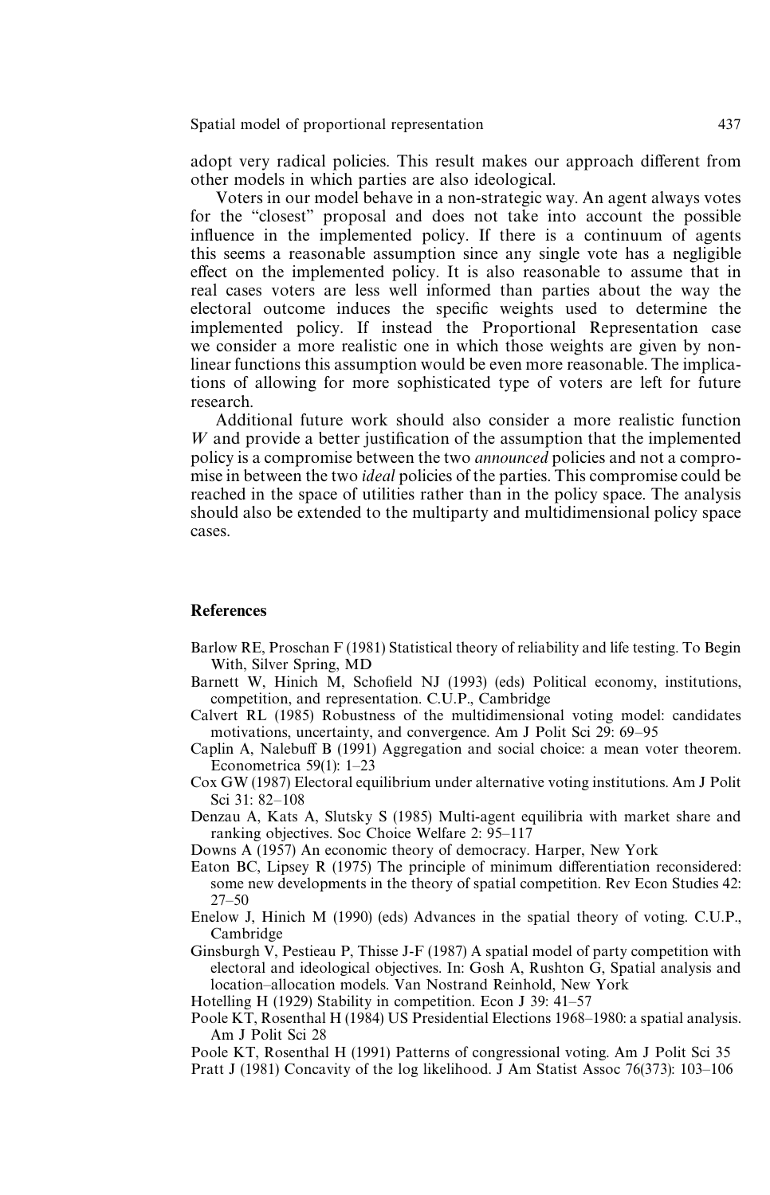adopt very radical policies. This result makes our approach different from other models in which parties are also ideological.

Voters in our model behave in a non-strategic way. An agent always votes for the "closest" proposal and does not take into account the possible influence in the implemented policy. If there is a continuum of agents this seems a reasonable assumption since any single vote has a negligible effect on the implemented policy. It is also reasonable to assume that in real cases voters are less well informed than parties about the way the electoral outcome induces the specific weights used to determine the implemented policy. If instead the Proportional Representation case we consider a more realistic one in which those weights are given by non-linear functions this assumption would be even more reasonable. The implications of allowing for more sophisticated type of voters are left for future research.

Additional future work should also consider a more realistic function $W$ and provide a better justification of the assumption that the implemented policy is a compromise between the two *announced* policies and not a compromise in between the two *ideal* policies of the parties. This compromise could be reached in the space of utilities rather than in the policy space. The analysis should also be extended to the multiparty and multidimensional policy space cases.

## References

Barlow RE, Proschan F (1981) Statistical theory of reliability and life testing. To Begin With, Silver Spring, MD

Barnett W, Hinich M, Schofield NJ (1993) (eds) Political economy, institutions, competition, and representation. C.U.P., Cambridge

Calvert RL (1985) Robustness of the multidimensional voting model: candidates motivations, uncertainty, and convergence. Am J Polit Sci 29: 69–95

Caplin A, Nalebuff B (1991) Aggregation and social choice: a mean voter theorem. Econometrica 59(1): 1–23

Cox GW (1987) Electoral equilibrium under alternative voting institutions. Am J Polit Sci 31: 82–108

Denzau A, Kats A, Slutsky S (1985) Multi-agent equilibria with market share and ranking objectives. Soc Choice Welfare 2: 95–117

Downs A (1957) An economic theory of democracy. Harper, New York

Eaton BC, Lipsey R (1975) The principle of minimum differentiation reconsidered: some new developments in the theory of spatial competition. Rev Econ Studies 42: 27–50

Enelow J, Hinich M (1990) (eds) Advances in the spatial theory of voting. C.U.P., Cambridge

Ginsburgh V, Pestieau P, Thisse J-F (1987) A spatial model of party competition with electoral and ideological objectives. In: Gosh A, Rushton G, Spatial analysis and location–allocation models. Van Nostrand Reinhold, New York

Hotelling H (1929) Stability in competition. Econ J 39: 41–57

Poole KT, Rosenthal H (1984) US Presidential Elections 1968–1980: a spatial analysis. Am J Polit Sci 28

Poole KT, Rosenthal H (1991) Patterns of congressional voting. Am J Polit Sci 35

Pratt J (1981) Concavity of the log likelihood. J Am Statist Assoc 76(373): 103–106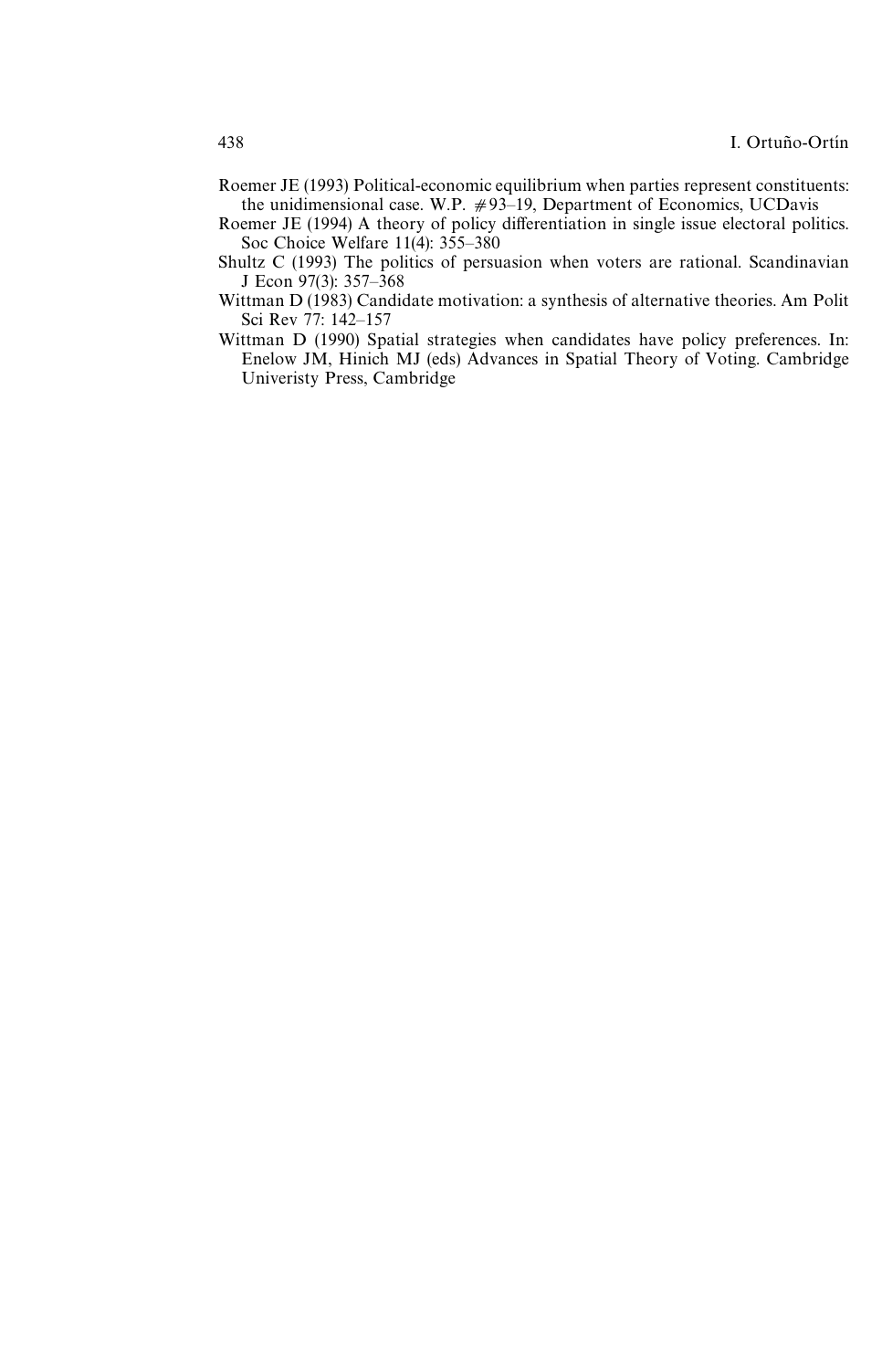Roemer JE (1993) Political-economic equilibrium when parties represent constituents: the unidimensional case. W.P. #93–19, Department of Economics, UCDavis

Roemer JE (1994) A theory of policy differentiation in single issue electoral politics. Soc Choice Welfare 11(4): 355–380

Shultz C (1993) The politics of persuasion when voters are rational. Scandinavian J Econ 97(3): 357–368

Wittman D (1983) Candidate motivation: a synthesis of alternative theories. Am Polit Sci Rev 77: 142–157

Wittman D (1990) Spatial strategies when candidates have policy preferences. In: Enelow JM, Hinich MJ (eds) Advances in Spatial Theory of Voting. Cambridge Univeristy Press, Cambridge